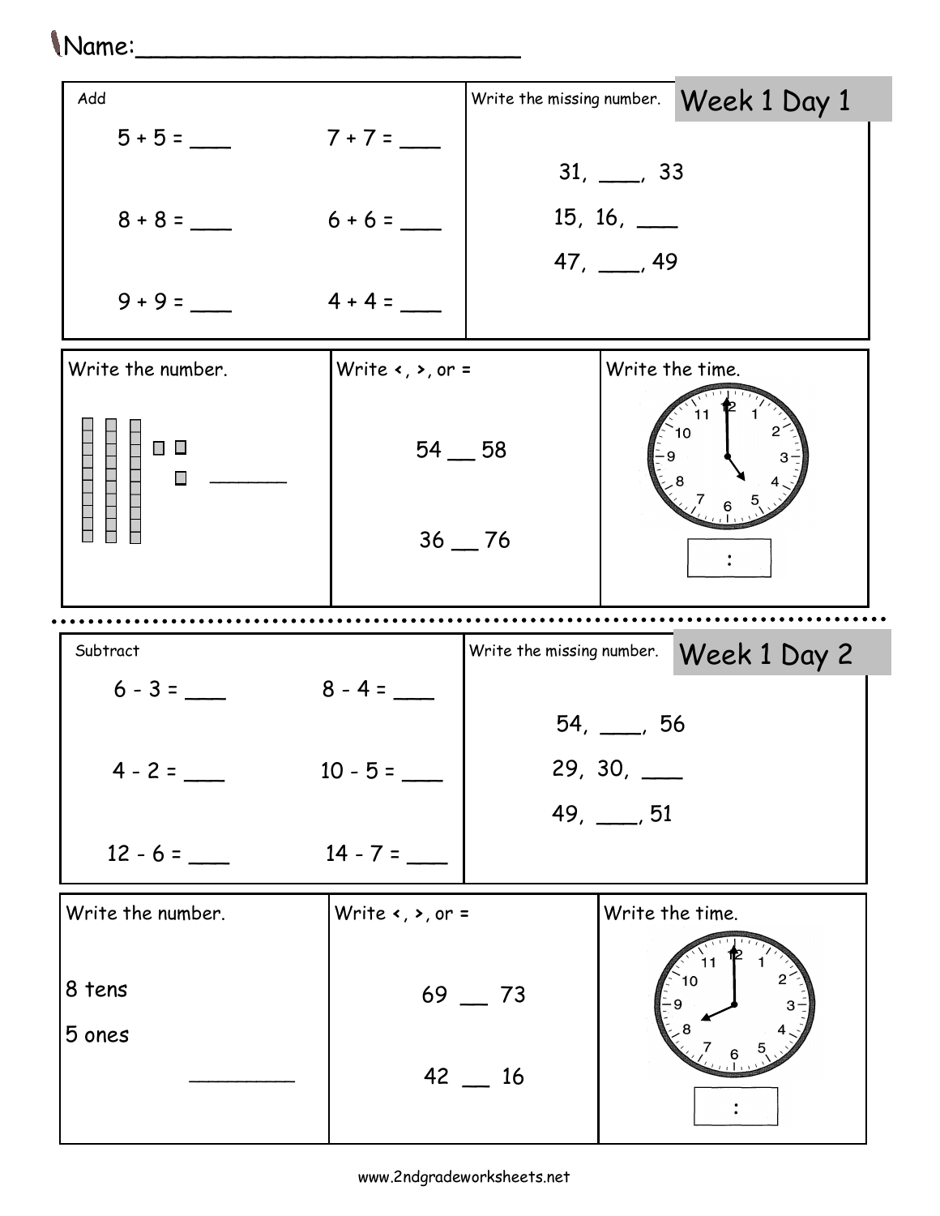Name:\_\_\_\_\_\_\_\_\_\_\_\_\_\_\_\_\_\_\_\_\_\_\_\_\_\_

## Week 1 Day 1

**Add**

5 + 5 = \_\_\_  7 + 7 = \_\_\_

8 + 8 = \_\_\_  6 + 6 = \_\_\_

9 + 9 = \_\_\_  4 + 4 = \_\_\_

**Write the missing number.**

31, \_\_\_, 33

15, 16, \_\_\_

47, \_\_\_, 49

**Write the number.**

\_\_\_\_\_\_

**Write <, >, or =**

54 \_\_ 58

36 \_\_ 76

**Write the time.**

:

---

## Week 1 Day 2

**Subtract**

6 - 3 = \_\_\_  8 - 4 = \_\_\_

4 - 2 = \_\_\_  10 - 5 = \_\_\_

12 - 6 = \_\_\_  14 - 7 = \_\_\_

**Write the missing number.**

54, \_\_\_, 56

29, 30, \_\_\_

49, \_\_\_, 51

**Write the number.**

8 tens

5 ones

\_\_\_\_\_\_\_\_

**Write <, >, or =**

69 \_\_ 73

42 \_\_ 16

**Write the time.**

:

www.2ndgradeworksheets.net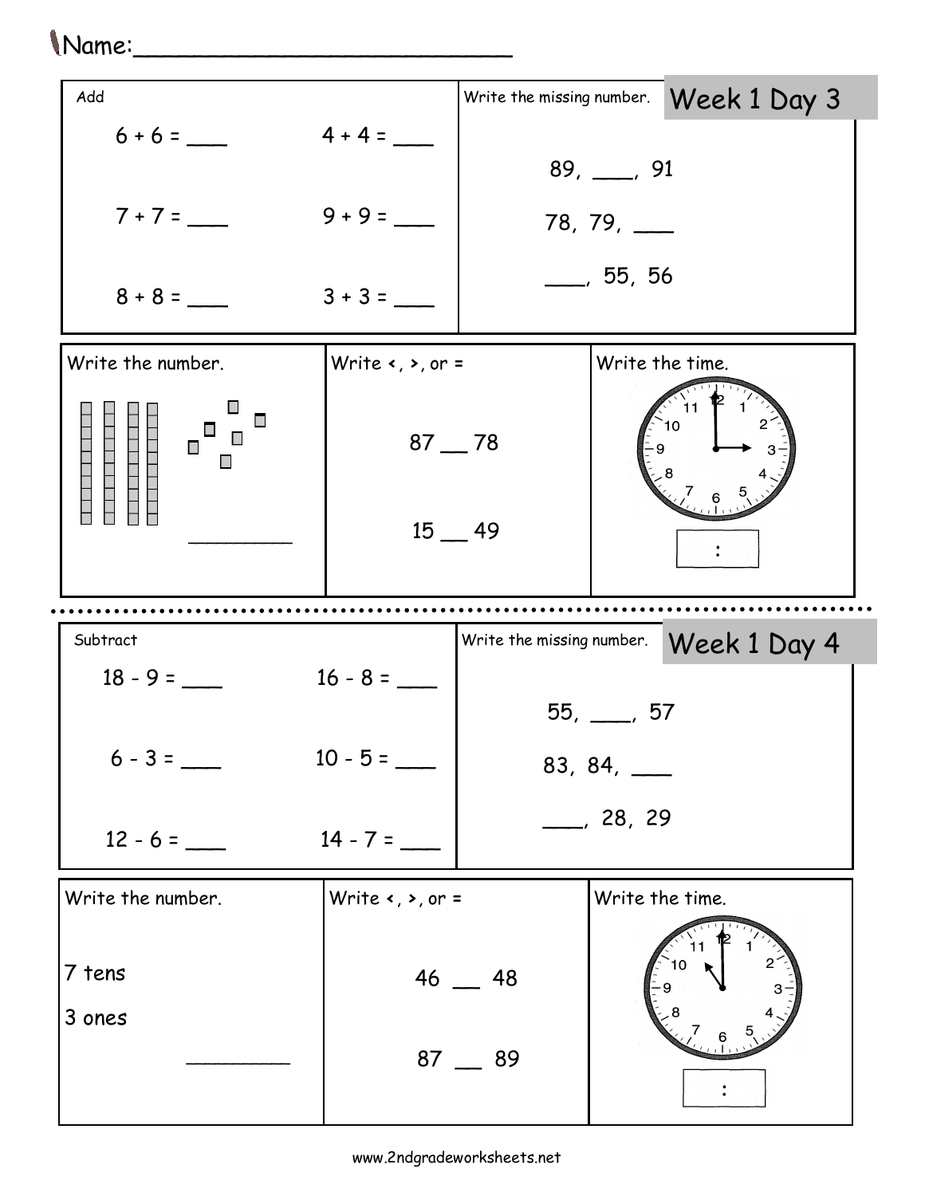Name:\_\_\_\_\_\_\_\_\_\_\_\_\_\_\_\_\_\_\_\_\_\_\_\_\_\_\_\_

## Week 1 Day 3

**Add**

6 + 6 = \_\_\_\_    4 + 4 = \_\_\_\_

7 + 7 = \_\_\_\_    9 + 9 = \_\_\_\_

8 + 8 = \_\_\_\_    3 + 3 = \_\_\_\_

**Write the missing number.**

89, \_\_\_\_, 91

78, 79, \_\_\_\_

\_\_\_\_, 55, 56

**Write the number.**

\_\_\_\_\_\_\_\_\_\_

**Write <, >, or =**

87 \_\_ 78

15 \_\_ 49

**Write the time.**

:

---

## Week 1 Day 4

**Subtract**

18 - 9 = \_\_\_\_    16 - 8 = \_\_\_\_

6 - 3 = \_\_\_\_    10 - 5 = \_\_\_\_

12 - 6 = \_\_\_\_    14 - 7 = \_\_\_\_

**Write the missing number.**

55, \_\_\_\_, 57

83, 84, \_\_\_\_

\_\_\_\_, 28, 29

**Write the number.**

7 tens

3 ones

\_\_\_\_\_\_\_\_\_\_

**Write <, >, or =**

46 \_\_ 48

87 \_\_ 89

**Write the time.**

:

www.2ndgradeworksheets.net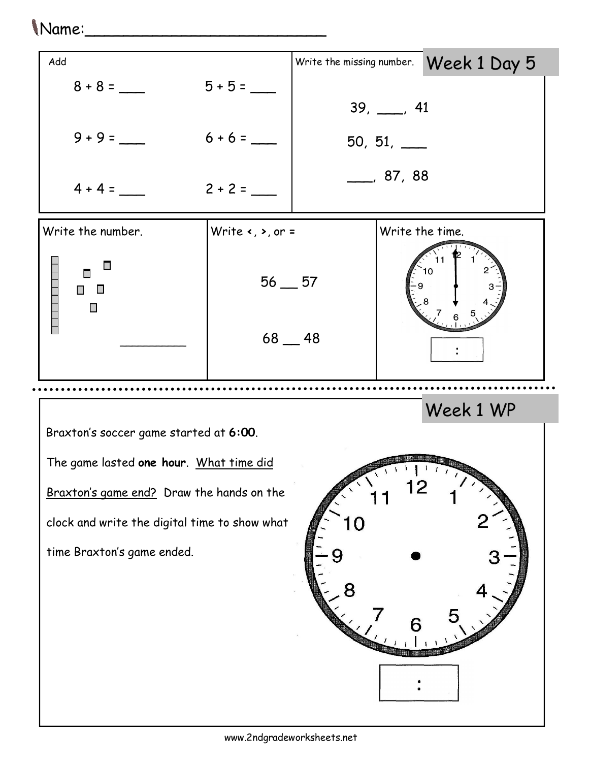Name:___________________________

## Week 1 Day 5

**Add**

$8 + 8 =$ ____  $5 + 5 =$ ____

$9 + 9 =$ ____  $6 + 6 =$ ____

$4 + 4 =$ ____  $2 + 2 =$ ____

**Write the missing number.**

39, ____, 41

50, 51, ____

____, 87, 88

**Write the number.**

__________

**Write <, >, or =**

56 __ 57

68 __ 48

**Write the time.**

:

## Week 1 WP

Braxton's soccer game started at **6:00**.

The game lasted **one hour**. What time did Braxton's game end? Draw the hands on the clock and write the digital time to show what time Braxton's game ended.

:

www.2ndgradeworksheets.net